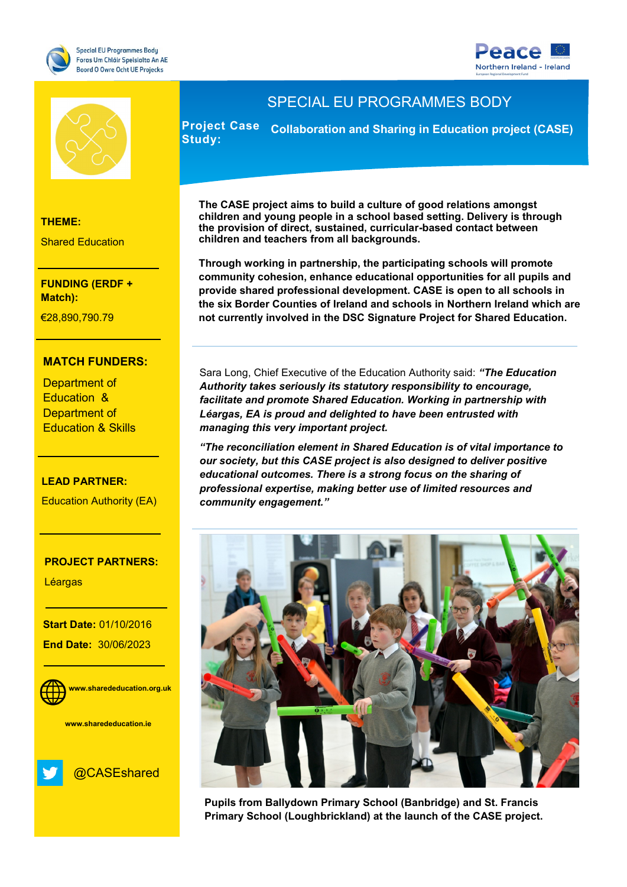Special EU Programmes Body
Foras Um Chláir Speisialta An AE
Boord O Owre Ocht UE Projecks

Peace
Northern Ireland - Ireland

# SPECIAL EU PROGRAMMES BODY

**Project Case Study:** **Collaboration and Sharing in Education project (CASE)**

**THEME:**

Shared Education

**FUNDING (ERDF + Match):**

€28,890,790.79

**MATCH FUNDERS:**

Department of Education & Department of Education & Skills

**LEAD PARTNER:**

Education Authority (EA)

**PROJECT PARTNERS:**

Léargas

**Start Date:** 01/10/2016

**End Date:** 30/06/2023

**www.sharededucation.org.uk**

**www.sharededucation.ie**

@CASEshared

**The CASE project aims to build a culture of good relations amongst children and young people in a school based setting. Delivery is through the provision of direct, sustained, curricular-based contact between children and teachers from all backgrounds.**

**Through working in partnership, the participating schools will promote community cohesion, enhance educational opportunities for all pupils and provide shared professional development. CASE is open to all schools in the six Border Counties of Ireland and schools in Northern Ireland which are not currently involved in the DSC Signature Project for Shared Education.**

Sara Long, Chief Executive of the Education Authority said: ***"The Education Authority takes seriously its statutory responsibility to encourage, facilitate and promote Shared Education. Working in partnership with Léargas, EA is proud and delighted to have been entrusted with managing this very important project.***

***"The reconciliation element in Shared Education is of vital importance to our society, but this CASE project is also designed to deliver positive educational outcomes. There is a strong focus on the sharing of professional expertise, making better use of limited resources and community engagement."***

**Pupils from Ballydown Primary School (Banbridge) and St. Francis Primary School (Loughbrickland) at the launch of the CASE project.**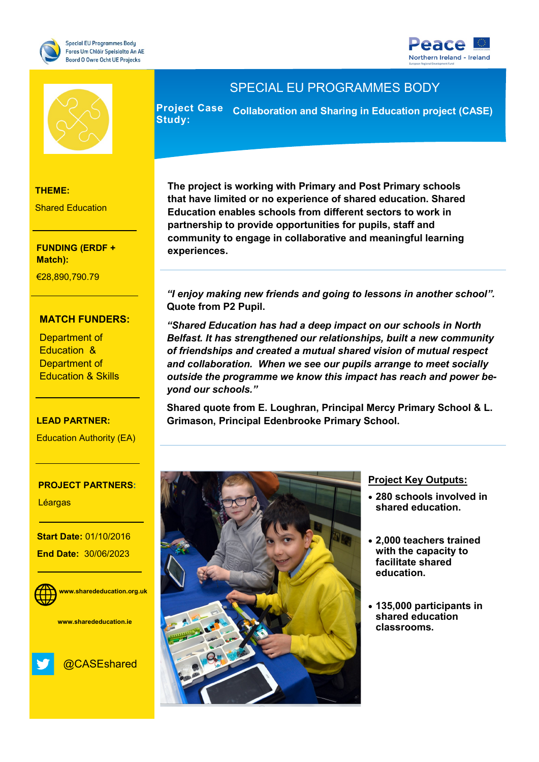Special EU Programmes Body
Foras Um Chláir Speisialta An AE
Boord O Owre Ocht UE Projecks

Peace
Northern Ireland - Ireland

# SPECIAL EU PROGRAMMES BODY

**Project Case Study:** **Collaboration and Sharing in Education project (CASE)**

**THEME:**

Shared Education

**FUNDING (ERDF + Match):**

€28,890,790.79

**MATCH FUNDERS:**

Department of Education & Department of Education & Skills

**LEAD PARTNER:**

Education Authority (EA)

**PROJECT PARTNERS:**

Léargas

**Start Date:** 01/10/2016

**End Date:** 30/06/2023

**www.sharededucation.org.uk**

**www.sharededucation.ie**

@CASEshared

**The project is working with Primary and Post Primary schools that have limited or no experience of shared education. Shared Education enables schools from different sectors to work in partnership to provide opportunities for pupils, staff and community to engage in collaborative and meaningful learning experiences.**

***"I enjoy making new friends and going to lessons in another school".*** **Quote from P2 Pupil.**

***"Shared Education has had a deep impact on our schools in North Belfast. It has strengthened our relationships, built a new community of friendships and created a mutual shared vision of mutual respect and collaboration. When we see our pupils arrange to meet socially outside the programme we know this impact has reach and power beyond our schools."***

**Shared quote from E. Loughran, Principal Mercy Primary School & L. Grimason, Principal Edenbrooke Primary School.**

**Project Key Outputs:**

- **280 schools involved in shared education.**
- **2,000 teachers trained with the capacity to facilitate shared education.**
- **135,000 participants in shared education classrooms.**